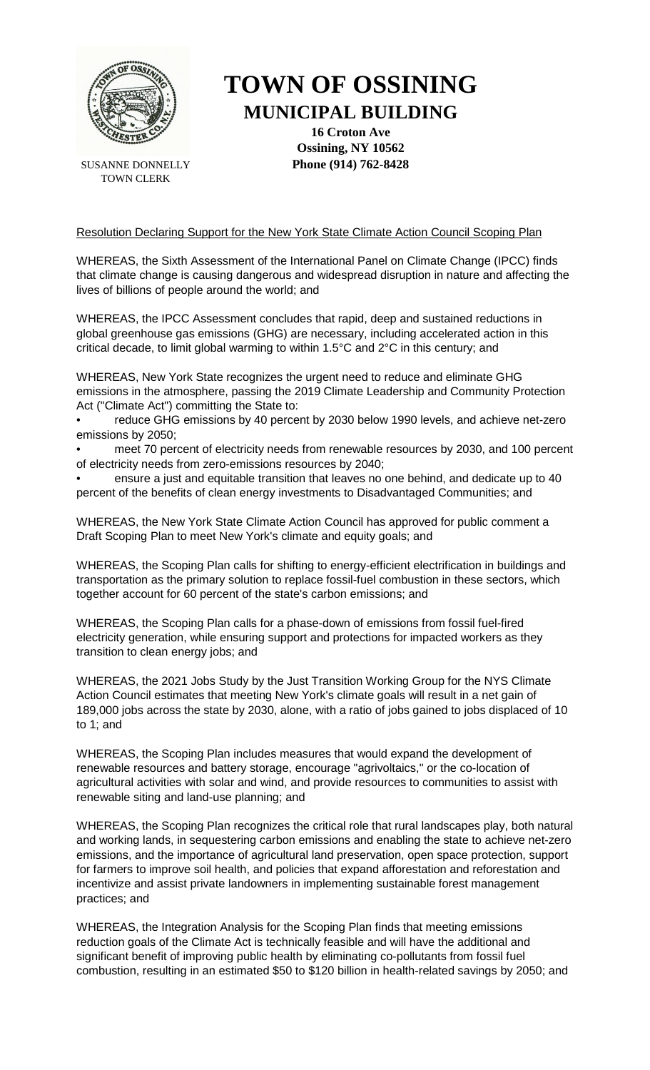# TOWN OF OSSINING
## MUNICIPAL BUILDING

**16 Croton Ave**
**Ossining, NY 10562**
**Phone (914) 762-8428**

SUSANNE DONNELLY
TOWN CLERK

Resolution Declaring Support for the New York State Climate Action Council Scoping Plan

WHEREAS, the Sixth Assessment of the International Panel on Climate Change (IPCC) finds that climate change is causing dangerous and widespread disruption in nature and affecting the lives of billions of people around the world; and

WHEREAS, the IPCC Assessment concludes that rapid, deep and sustained reductions in global greenhouse gas emissions (GHG) are necessary, including accelerated action in this critical decade, to limit global warming to within 1.5°C and 2°C in this century; and

WHEREAS, New York State recognizes the urgent need to reduce and eliminate GHG emissions in the atmosphere, passing the 2019 Climate Leadership and Community Protection Act ("Climate Act") committing the State to:

- reduce GHG emissions by 40 percent by 2030 below 1990 levels, and achieve net-zero emissions by 2050;
- meet 70 percent of electricity needs from renewable resources by 2030, and 100 percent of electricity needs from zero-emissions resources by 2040;
- ensure a just and equitable transition that leaves no one behind, and dedicate up to 40 percent of the benefits of clean energy investments to Disadvantaged Communities; and

WHEREAS, the New York State Climate Action Council has approved for public comment a Draft Scoping Plan to meet New York's climate and equity goals; and

WHEREAS, the Scoping Plan calls for shifting to energy-efficient electrification in buildings and transportation as the primary solution to replace fossil-fuel combustion in these sectors, which together account for 60 percent of the state's carbon emissions; and

WHEREAS, the Scoping Plan calls for a phase-down of emissions from fossil fuel-fired electricity generation, while ensuring support and protections for impacted workers as they transition to clean energy jobs; and

WHEREAS, the 2021 Jobs Study by the Just Transition Working Group for the NYS Climate Action Council estimates that meeting New York's climate goals will result in a net gain of 189,000 jobs across the state by 2030, alone, with a ratio of jobs gained to jobs displaced of 10 to 1; and

WHEREAS, the Scoping Plan includes measures that would expand the development of renewable resources and battery storage, encourage "agrivoltaics," or the co-location of agricultural activities with solar and wind, and provide resources to communities to assist with renewable siting and land-use planning; and

WHEREAS, the Scoping Plan recognizes the critical role that rural landscapes play, both natural and working lands, in sequestering carbon emissions and enabling the state to achieve net-zero emissions, and the importance of agricultural land preservation, open space protection, support for farmers to improve soil health, and policies that expand afforestation and reforestation and incentivize and assist private landowners in implementing sustainable forest management practices; and

WHEREAS, the Integration Analysis for the Scoping Plan finds that meeting emissions reduction goals of the Climate Act is technically feasible and will have the additional and significant benefit of improving public health by eliminating co-pollutants from fossil fuel combustion, resulting in an estimated $50 to $120 billion in health-related savings by 2050; and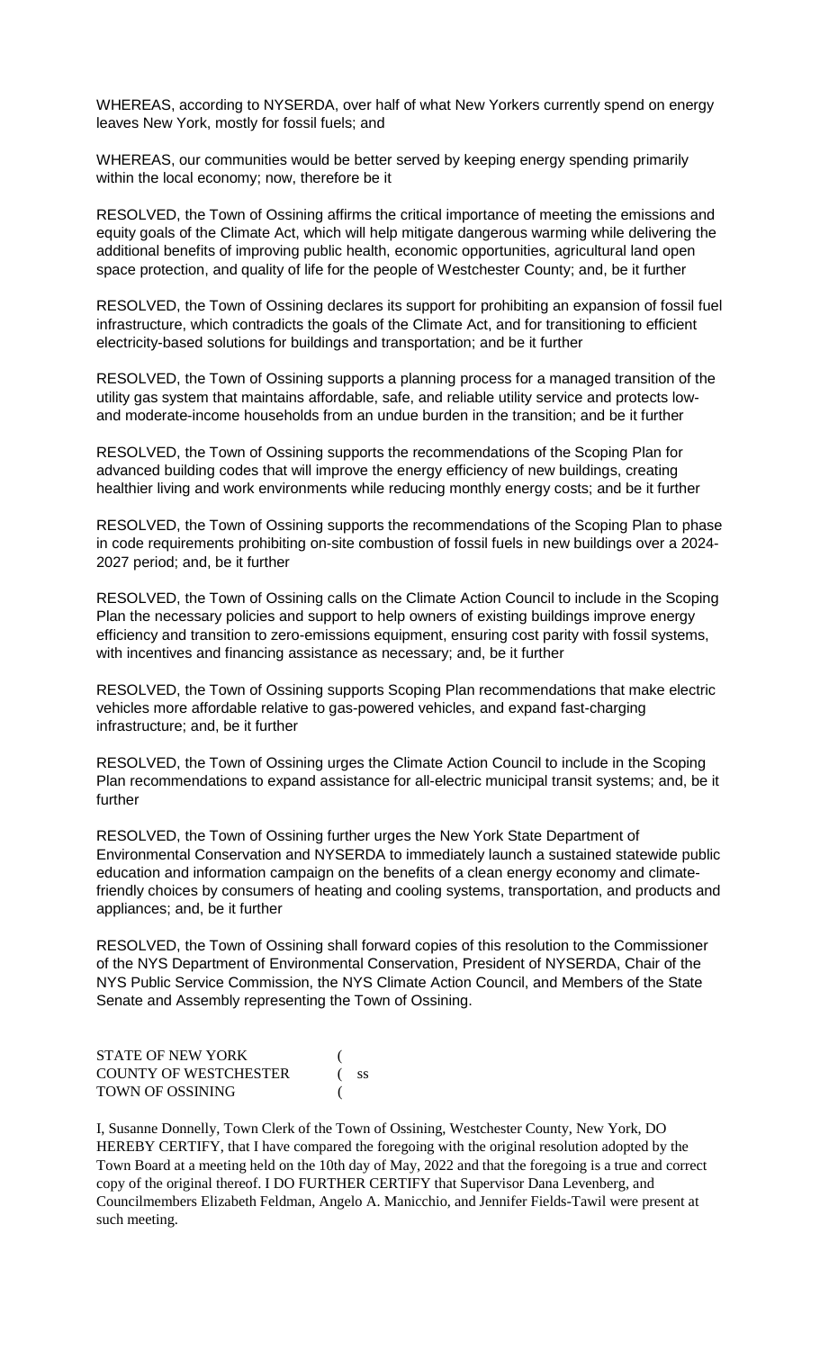WHEREAS, according to NYSERDA, over half of what New Yorkers currently spend on energy leaves New York, mostly for fossil fuels; and

WHEREAS, our communities would be better served by keeping energy spending primarily within the local economy; now, therefore be it

RESOLVED, the Town of Ossining affirms the critical importance of meeting the emissions and equity goals of the Climate Act, which will help mitigate dangerous warming while delivering the additional benefits of improving public health, economic opportunities, agricultural land open space protection, and quality of life for the people of Westchester County; and, be it further

RESOLVED, the Town of Ossining declares its support for prohibiting an expansion of fossil fuel infrastructure, which contradicts the goals of the Climate Act, and for transitioning to efficient electricity-based solutions for buildings and transportation; and be it further

RESOLVED, the Town of Ossining supports a planning process for a managed transition of the utility gas system that maintains affordable, safe, and reliable utility service and protects low- and moderate-income households from an undue burden in the transition; and be it further

RESOLVED, the Town of Ossining supports the recommendations of the Scoping Plan for advanced building codes that will improve the energy efficiency of new buildings, creating healthier living and work environments while reducing monthly energy costs; and be it further

RESOLVED, the Town of Ossining supports the recommendations of the Scoping Plan to phase in code requirements prohibiting on-site combustion of fossil fuels in new buildings over a 2024-2027 period; and, be it further

RESOLVED, the Town of Ossining calls on the Climate Action Council to include in the Scoping Plan the necessary policies and support to help owners of existing buildings improve energy efficiency and transition to zero-emissions equipment, ensuring cost parity with fossil systems, with incentives and financing assistance as necessary; and, be it further

RESOLVED, the Town of Ossining supports Scoping Plan recommendations that make electric vehicles more affordable relative to gas-powered vehicles, and expand fast-charging infrastructure; and, be it further

RESOLVED, the Town of Ossining urges the Climate Action Council to include in the Scoping Plan recommendations to expand assistance for all-electric municipal transit systems; and, be it further

RESOLVED, the Town of Ossining further urges the New York State Department of Environmental Conservation and NYSERDA to immediately launch a sustained statewide public education and information campaign on the benefits of a clean energy economy and climate-friendly choices by consumers of heating and cooling systems, transportation, and products and appliances; and, be it further

RESOLVED, the Town of Ossining shall forward copies of this resolution to the Commissioner of the NYS Department of Environmental Conservation, President of NYSERDA, Chair of the NYS Public Service Commission, the NYS Climate Action Council, and Members of the State Senate and Assembly representing the Town of Ossining.

STATE OF NEW YORK (
COUNTY OF WESTCHESTER ( ss
TOWN OF OSSINING (

I, Susanne Donnelly, Town Clerk of the Town of Ossining, Westchester County, New York, DO HEREBY CERTIFY, that I have compared the foregoing with the original resolution adopted by the Town Board at a meeting held on the 10th day of May, 2022 and that the foregoing is a true and correct copy of the original thereof. I DO FURTHER CERTIFY that Supervisor Dana Levenberg, and Councilmembers Elizabeth Feldman, Angelo A. Manicchio, and Jennifer Fields-Tawil were present at such meeting.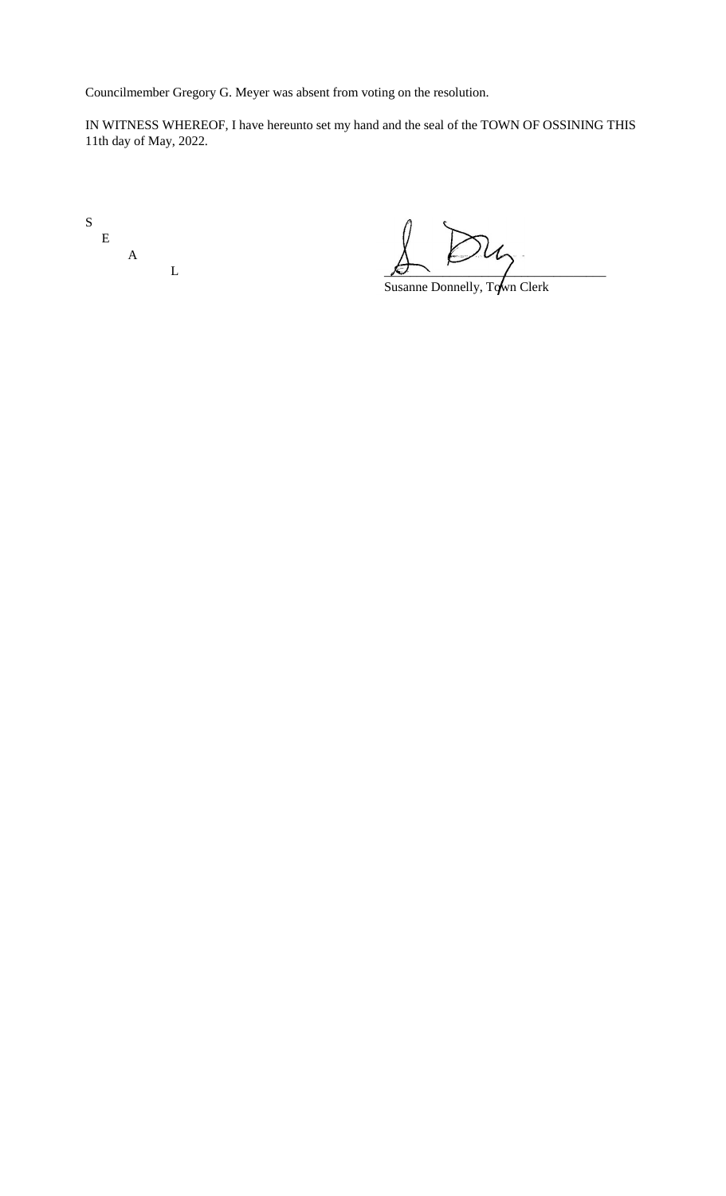Councilmember Gregory G. Meyer was absent from voting on the resolution.

IN WITNESS WHEREOF, I have hereunto set my hand and the seal of the TOWN OF OSSINING THIS 11th day of May, 2022.

S
E
A
L

Susanne Donnelly, Town Clerk